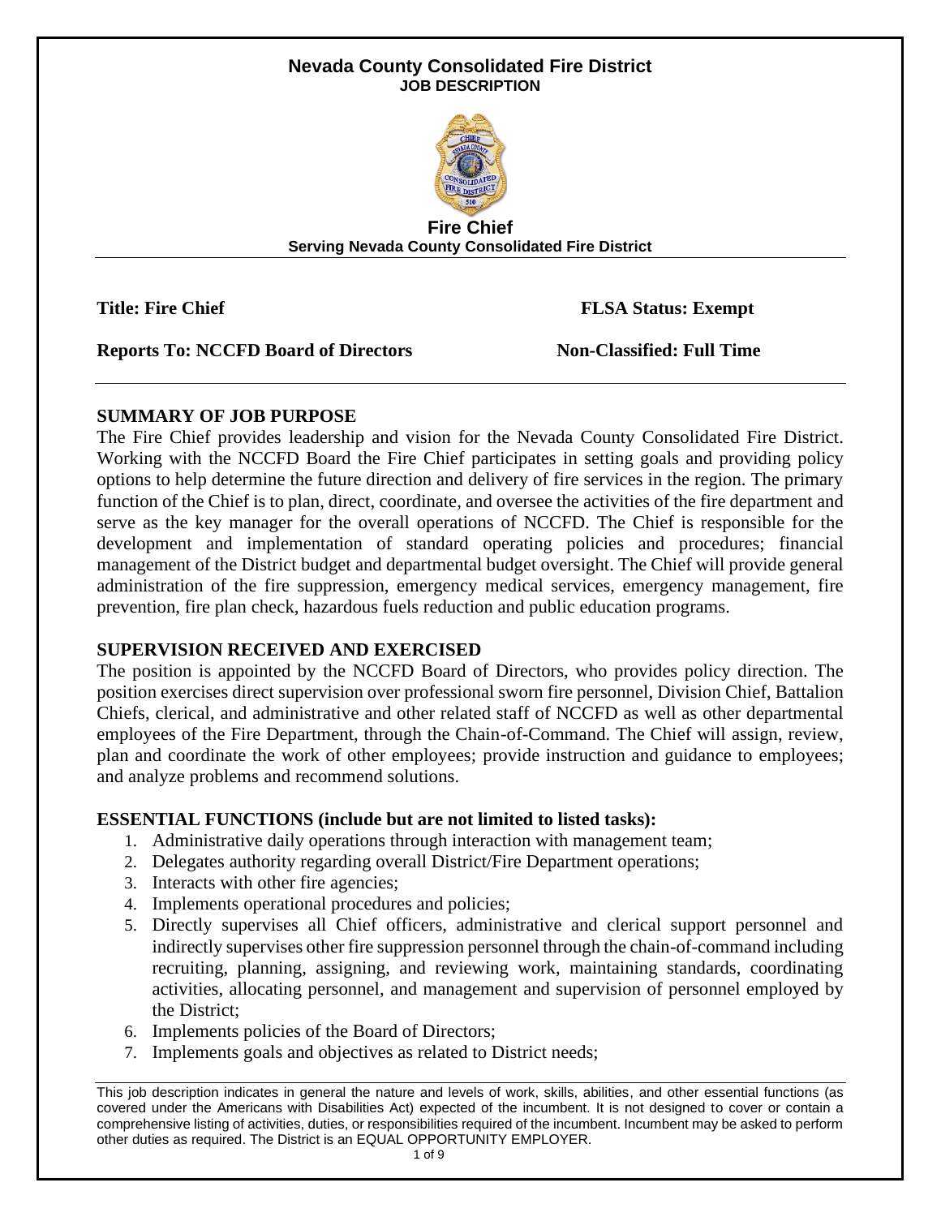# Nevada County Consolidated Fire District

**JOB DESCRIPTION**

## Fire Chief

**Serving Nevada County Consolidated Fire District**

**Title: Fire Chief** **FLSA Status: Exempt**

**Reports To: NCCFD Board of Directors** **Non-Classified: Full Time**

### SUMMARY OF JOB PURPOSE

The Fire Chief provides leadership and vision for the Nevada County Consolidated Fire District. Working with the NCCFD Board the Fire Chief participates in setting goals and providing policy options to help determine the future direction and delivery of fire services in the region. The primary function of the Chief is to plan, direct, coordinate, and oversee the activities of the fire department and serve as the key manager for the overall operations of NCCFD. The Chief is responsible for the development and implementation of standard operating policies and procedures; financial management of the District budget and departmental budget oversight. The Chief will provide general administration of the fire suppression, emergency medical services, emergency management, fire prevention, fire plan check, hazardous fuels reduction and public education programs.

### SUPERVISION RECEIVED AND EXERCISED

The position is appointed by the NCCFD Board of Directors, who provides policy direction. The position exercises direct supervision over professional sworn fire personnel, Division Chief, Battalion Chiefs, clerical, and administrative and other related staff of NCCFD as well as other departmental employees of the Fire Department, through the Chain-of-Command. The Chief will assign, review, plan and coordinate the work of other employees; provide instruction and guidance to employees; and analyze problems and recommend solutions.

### ESSENTIAL FUNCTIONS (include but are not limited to listed tasks):

1. Administrative daily operations through interaction with management team;
2. Delegates authority regarding overall District/Fire Department operations;
3. Interacts with other fire agencies;
4. Implements operational procedures and policies;
5. Directly supervises all Chief officers, administrative and clerical support personnel and indirectly supervises other fire suppression personnel through the chain-of-command including recruiting, planning, assigning, and reviewing work, maintaining standards, coordinating activities, allocating personnel, and management and supervision of personnel employed by the District;
6. Implements policies of the Board of Directors;
7. Implements goals and objectives as related to District needs;

This job description indicates in general the nature and levels of work, skills, abilities, and other essential functions (as covered under the Americans with Disabilities Act) expected of the incumbent. It is not designed to cover or contain a comprehensive listing of activities, duties, or responsibilities required of the incumbent. Incumbent may be asked to perform other duties as required. The District is an EQUAL OPPORTUNITY EMPLOYER.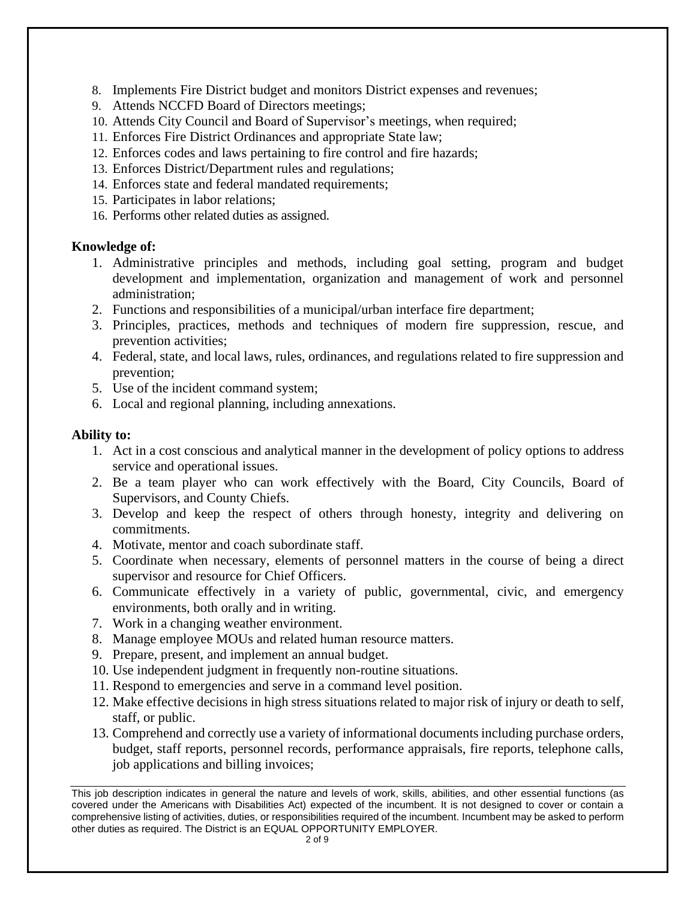8. Implements Fire District budget and monitors District expenses and revenues;
9. Attends NCCFD Board of Directors meetings;
10. Attends City Council and Board of Supervisor's meetings, when required;
11. Enforces Fire District Ordinances and appropriate State law;
12. Enforces codes and laws pertaining to fire control and fire hazards;
13. Enforces District/Department rules and regulations;
14. Enforces state and federal mandated requirements;
15. Participates in labor relations;
16. Performs other related duties as assigned.

**Knowledge of:**

1. Administrative principles and methods, including goal setting, program and budget development and implementation, organization and management of work and personnel administration;
2. Functions and responsibilities of a municipal/urban interface fire department;
3. Principles, practices, methods and techniques of modern fire suppression, rescue, and prevention activities;
4. Federal, state, and local laws, rules, ordinances, and regulations related to fire suppression and prevention;
5. Use of the incident command system;
6. Local and regional planning, including annexations.

**Ability to:**

1. Act in a cost conscious and analytical manner in the development of policy options to address service and operational issues.
2. Be a team player who can work effectively with the Board, City Councils, Board of Supervisors, and County Chiefs.
3. Develop and keep the respect of others through honesty, integrity and delivering on commitments.
4. Motivate, mentor and coach subordinate staff.
5. Coordinate when necessary, elements of personnel matters in the course of being a direct supervisor and resource for Chief Officers.
6. Communicate effectively in a variety of public, governmental, civic, and emergency environments, both orally and in writing.
7. Work in a changing weather environment.
8. Manage employee MOUs and related human resource matters.
9. Prepare, present, and implement an annual budget.
10. Use independent judgment in frequently non-routine situations.
11. Respond to emergencies and serve in a command level position.
12. Make effective decisions in high stress situations related to major risk of injury or death to self, staff, or public.
13. Comprehend and correctly use a variety of informational documents including purchase orders, budget, staff reports, personnel records, performance appraisals, fire reports, telephone calls, job applications and billing invoices;

This job description indicates in general the nature and levels of work, skills, abilities, and other essential functions (as covered under the Americans with Disabilities Act) expected of the incumbent. It is not designed to cover or contain a comprehensive listing of activities, duties, or responsibilities required of the incumbent. Incumbent may be asked to perform other duties as required. The District is an EQUAL OPPORTUNITY EMPLOYER.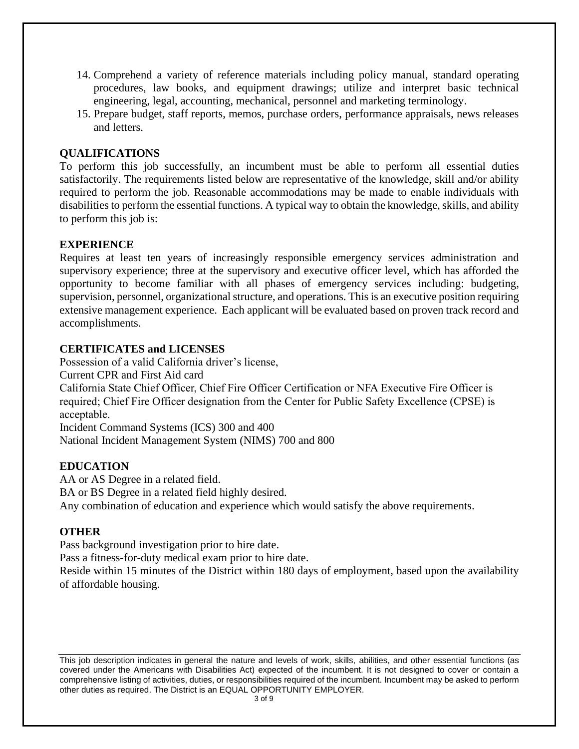14. Comprehend a variety of reference materials including policy manual, standard operating procedures, law books, and equipment drawings; utilize and interpret basic technical engineering, legal, accounting, mechanical, personnel and marketing terminology.
15. Prepare budget, staff reports, memos, purchase orders, performance appraisals, news releases and letters.

## QUALIFICATIONS

To perform this job successfully, an incumbent must be able to perform all essential duties satisfactorily. The requirements listed below are representative of the knowledge, skill and/or ability required to perform the job. Reasonable accommodations may be made to enable individuals with disabilities to perform the essential functions. A typical way to obtain the knowledge, skills, and ability to perform this job is:

## EXPERIENCE

Requires at least ten years of increasingly responsible emergency services administration and supervisory experience; three at the supervisory and executive officer level, which has afforded the opportunity to become familiar with all phases of emergency services including: budgeting, supervision, personnel, organizational structure, and operations. This is an executive position requiring extensive management experience. Each applicant will be evaluated based on proven track record and accomplishments.

## CERTIFICATES and LICENSES

Possession of a valid California driver's license,
Current CPR and First Aid card
California State Chief Officer, Chief Fire Officer Certification or NFA Executive Fire Officer is required; Chief Fire Officer designation from the Center for Public Safety Excellence (CPSE) is acceptable.
Incident Command Systems (ICS) 300 and 400
National Incident Management System (NIMS) 700 and 800

## EDUCATION

AA or AS Degree in a related field.
BA or BS Degree in a related field highly desired.
Any combination of education and experience which would satisfy the above requirements.

## OTHER

Pass background investigation prior to hire date.
Pass a fitness-for-duty medical exam prior to hire date.
Reside within 15 minutes of the District within 180 days of employment, based upon the availability of affordable housing.

This job description indicates in general the nature and levels of work, skills, abilities, and other essential functions (as covered under the Americans with Disabilities Act) expected of the incumbent. It is not designed to cover or contain a comprehensive listing of activities, duties, or responsibilities required of the incumbent. Incumbent may be asked to perform other duties as required. The District is an EQUAL OPPORTUNITY EMPLOYER.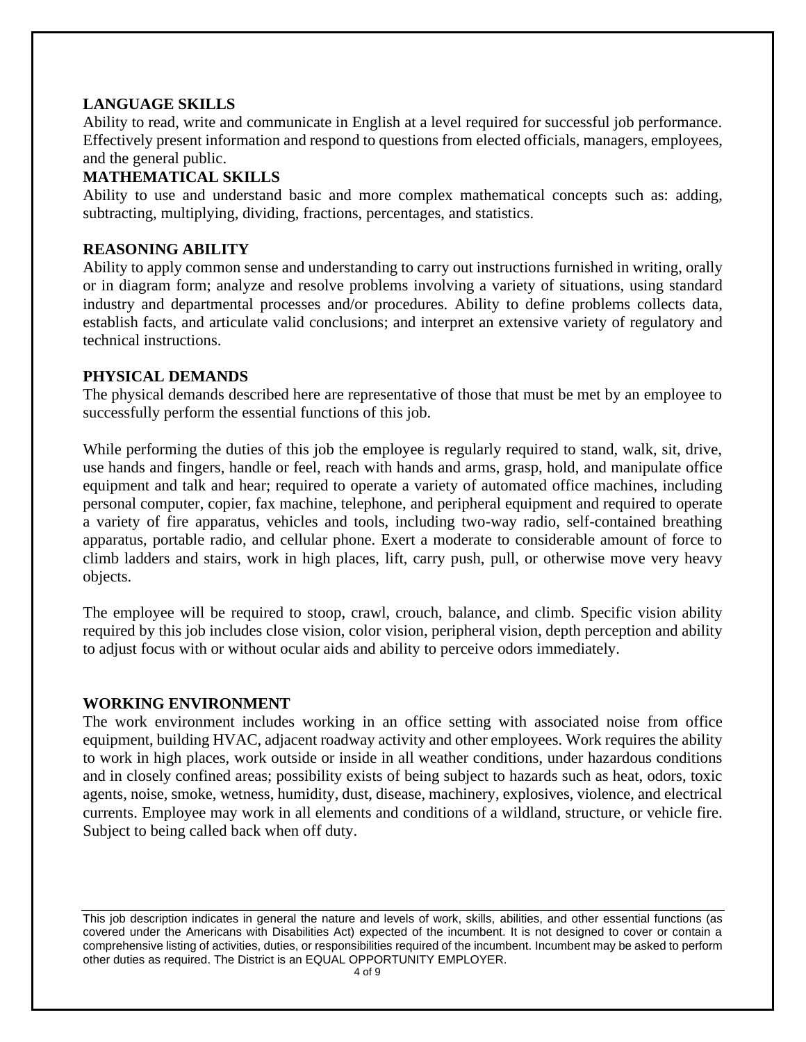**LANGUAGE SKILLS**

Ability to read, write and communicate in English at a level required for successful job performance. Effectively present information and respond to questions from elected officials, managers, employees, and the general public.

**MATHEMATICAL SKILLS**

Ability to use and understand basic and more complex mathematical concepts such as: adding, subtracting, multiplying, dividing, fractions, percentages, and statistics.

**REASONING ABILITY**

Ability to apply common sense and understanding to carry out instructions furnished in writing, orally or in diagram form; analyze and resolve problems involving a variety of situations, using standard industry and departmental processes and/or procedures. Ability to define problems collects data, establish facts, and articulate valid conclusions; and interpret an extensive variety of regulatory and technical instructions.

**PHYSICAL DEMANDS**

The physical demands described here are representative of those that must be met by an employee to successfully perform the essential functions of this job.

While performing the duties of this job the employee is regularly required to stand, walk, sit, drive, use hands and fingers, handle or feel, reach with hands and arms, grasp, hold, and manipulate office equipment and talk and hear; required to operate a variety of automated office machines, including personal computer, copier, fax machine, telephone, and peripheral equipment and required to operate a variety of fire apparatus, vehicles and tools, including two-way radio, self-contained breathing apparatus, portable radio, and cellular phone. Exert a moderate to considerable amount of force to climb ladders and stairs, work in high places, lift, carry push, pull, or otherwise move very heavy objects.

The employee will be required to stoop, crawl, crouch, balance, and climb. Specific vision ability required by this job includes close vision, color vision, peripheral vision, depth perception and ability to adjust focus with or without ocular aids and ability to perceive odors immediately.

**WORKING ENVIRONMENT**

The work environment includes working in an office setting with associated noise from office equipment, building HVAC, adjacent roadway activity and other employees. Work requires the ability to work in high places, work outside or inside in all weather conditions, under hazardous conditions and in closely confined areas; possibility exists of being subject to hazards such as heat, odors, toxic agents, noise, smoke, wetness, humidity, dust, disease, machinery, explosives, violence, and electrical currents. Employee may work in all elements and conditions of a wildland, structure, or vehicle fire. Subject to being called back when off duty.

This job description indicates in general the nature and levels of work, skills, abilities, and other essential functions (as covered under the Americans with Disabilities Act) expected of the incumbent. It is not designed to cover or contain a comprehensive listing of activities, duties, or responsibilities required of the incumbent. Incumbent may be asked to perform other duties as required. The District is an EQUAL OPPORTUNITY EMPLOYER.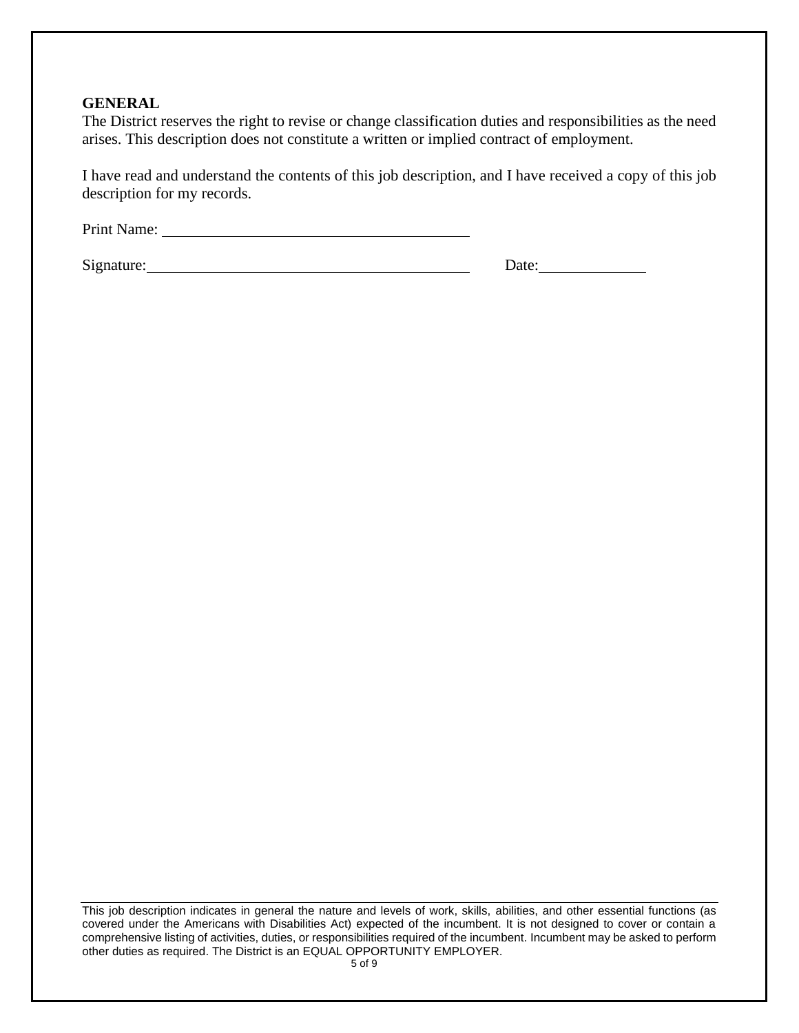**GENERAL**

The District reserves the right to revise or change classification duties and responsibilities as the need arises. This description does not constitute a written or implied contract of employment.

I have read and understand the contents of this job description, and I have received a copy of this job description for my records.

Print Name: ________________________________________

Signature: ________________________________________ Date: ______________

This job description indicates in general the nature and levels of work, skills, abilities, and other essential functions (as covered under the Americans with Disabilities Act) expected of the incumbent. It is not designed to cover or contain a comprehensive listing of activities, duties, or responsibilities required of the incumbent. Incumbent may be asked to perform other duties as required. The District is an EQUAL OPPORTUNITY EMPLOYER.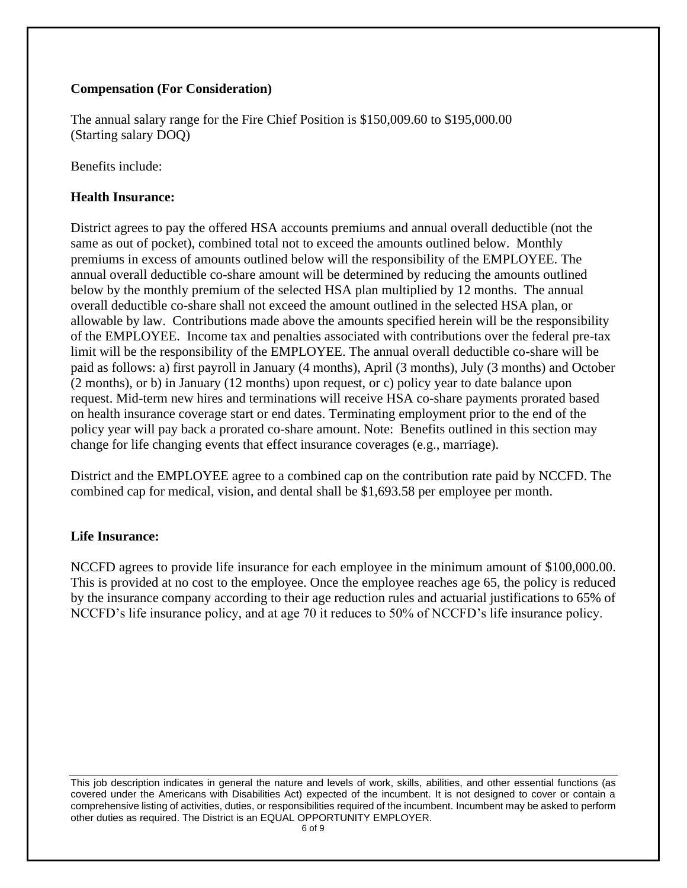**Compensation (For Consideration)**

The annual salary range for the Fire Chief Position is $150,009.60 to $195,000.00 (Starting salary DOQ)

Benefits include:

**Health Insurance:**

District agrees to pay the offered HSA accounts premiums and annual overall deductible (not the same as out of pocket), combined total not to exceed the amounts outlined below. Monthly premiums in excess of amounts outlined below will the responsibility of the EMPLOYEE. The annual overall deductible co-share amount will be determined by reducing the amounts outlined below by the monthly premium of the selected HSA plan multiplied by 12 months. The annual overall deductible co-share shall not exceed the amount outlined in the selected HSA plan, or allowable by law. Contributions made above the amounts specified herein will be the responsibility of the EMPLOYEE. Income tax and penalties associated with contributions over the federal pre-tax limit will be the responsibility of the EMPLOYEE. The annual overall deductible co-share will be paid as follows: a) first payroll in January (4 months), April (3 months), July (3 months) and October (2 months), or b) in January (12 months) upon request, or c) policy year to date balance upon request. Mid-term new hires and terminations will receive HSA co-share payments prorated based on health insurance coverage start or end dates. Terminating employment prior to the end of the policy year will pay back a prorated co-share amount. Note: Benefits outlined in this section may change for life changing events that effect insurance coverages (e.g., marriage).

District and the EMPLOYEE agree to a combined cap on the contribution rate paid by NCCFD. The combined cap for medical, vision, and dental shall be $1,693.58 per employee per month.

**Life Insurance:**

NCCFD agrees to provide life insurance for each employee in the minimum amount of $100,000.00. This is provided at no cost to the employee. Once the employee reaches age 65, the policy is reduced by the insurance company according to their age reduction rules and actuarial justifications to 65% of NCCFD's life insurance policy, and at age 70 it reduces to 50% of NCCFD's life insurance policy.

This job description indicates in general the nature and levels of work, skills, abilities, and other essential functions (as covered under the Americans with Disabilities Act) expected of the incumbent. It is not designed to cover or contain a comprehensive listing of activities, duties, or responsibilities required of the incumbent. Incumbent may be asked to perform other duties as required. The District is an EQUAL OPPORTUNITY EMPLOYER.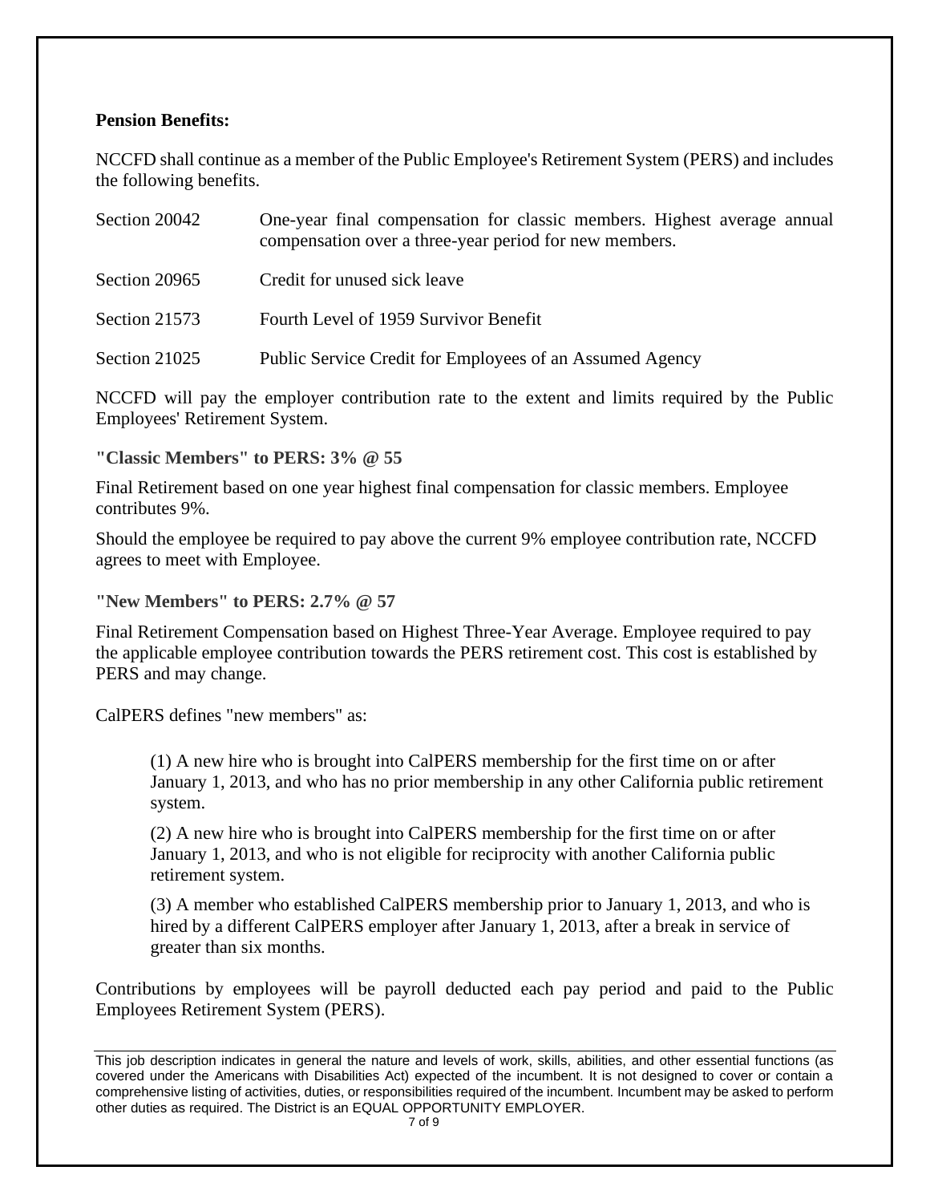**Pension Benefits:**

NCCFD shall continue as a member of the Public Employee's Retirement System (PERS) and includes the following benefits.

| | |
|---|---|
| Section 20042 | One-year final compensation for classic members. Highest average annual compensation over a three-year period for new members. |
| Section 20965 | Credit for unused sick leave |
| Section 21573 | Fourth Level of 1959 Survivor Benefit |
| Section 21025 | Public Service Credit for Employees of an Assumed Agency |

NCCFD will pay the employer contribution rate to the extent and limits required by the Public Employees' Retirement System.

**"Classic Members" to PERS: 3% @ 55**

Final Retirement based on one year highest final compensation for classic members. Employee contributes 9%.

Should the employee be required to pay above the current 9% employee contribution rate, NCCFD agrees to meet with Employee.

**"New Members" to PERS: 2.7% @ 57**

Final Retirement Compensation based on Highest Three-Year Average. Employee required to pay the applicable employee contribution towards the PERS retirement cost. This cost is established by PERS and may change.

CalPERS defines "new members" as:

> (1) A new hire who is brought into CalPERS membership for the first time on or after January 1, 2013, and who has no prior membership in any other California public retirement system.
>
> (2) A new hire who is brought into CalPERS membership for the first time on or after January 1, 2013, and who is not eligible for reciprocity with another California public retirement system.
>
> (3) A member who established CalPERS membership prior to January 1, 2013, and who is hired by a different CalPERS employer after January 1, 2013, after a break in service of greater than six months.

Contributions by employees will be payroll deducted each pay period and paid to the Public Employees Retirement System (PERS).

---

This job description indicates in general the nature and levels of work, skills, abilities, and other essential functions (as covered under the Americans with Disabilities Act) expected of the incumbent. It is not designed to cover or contain a comprehensive listing of activities, duties, or responsibilities required of the incumbent. Incumbent may be asked to perform other duties as required. The District is an EQUAL OPPORTUNITY EMPLOYER.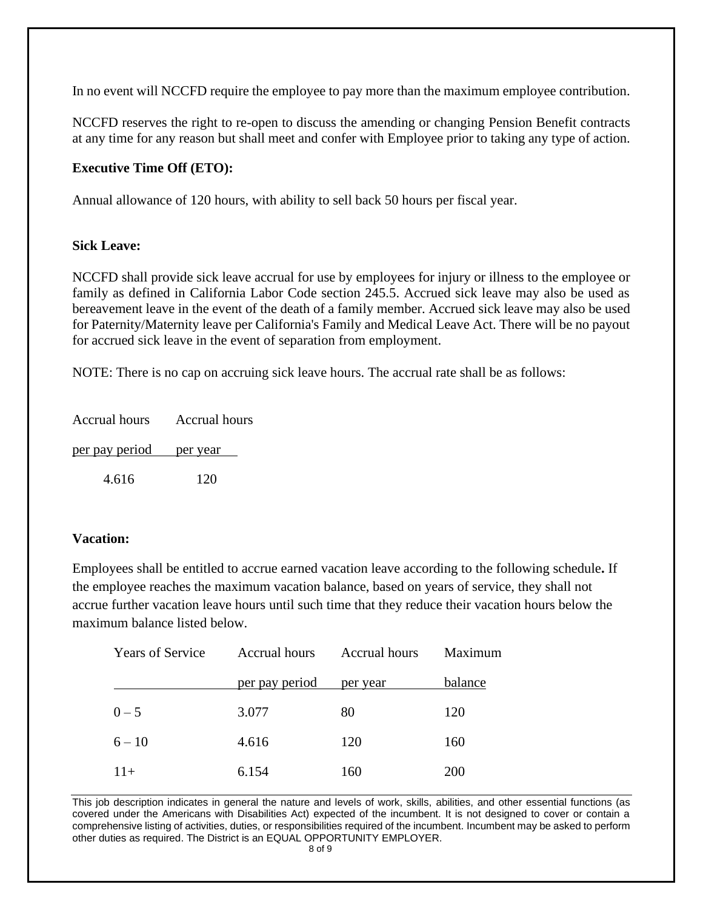In no event will NCCFD require the employee to pay more than the maximum employee contribution.

NCCFD reserves the right to re-open to discuss the amending or changing Pension Benefit contracts at any time for any reason but shall meet and confer with Employee prior to taking any type of action.

**Executive Time Off (ETO):**

Annual allowance of 120 hours, with ability to sell back 50 hours per fiscal year.

**Sick Leave:**

NCCFD shall provide sick leave accrual for use by employees for injury or illness to the employee or family as defined in California Labor Code section 245.5. Accrued sick leave may also be used as bereavement leave in the event of the death of a family member. Accrued sick leave may also be used for Paternity/Maternity leave per California's Family and Medical Leave Act. There will be no payout for accrued sick leave in the event of separation from employment.

NOTE: There is no cap on accruing sick leave hours. The accrual rate shall be as follows:

| Accrual hours per pay period | Accrual hours per year |
|---|---|
| 4.616 | 120 |

**Vacation:**

Employees shall be entitled to accrue earned vacation leave according to the following schedule**.** If the employee reaches the maximum vacation balance, based on years of service, they shall not accrue further vacation leave hours until such time that they reduce their vacation hours below the maximum balance listed below.

| Years of Service | Accrual hours per pay period | Accrual hours per year | Maximum balance |
|---|---|---|---|
| 0 – 5 | 3.077 | 80 | 120 |
| 6 – 10 | 4.616 | 120 | 160 |
| 11+ | 6.154 | 160 | 200 |

This job description indicates in general the nature and levels of work, skills, abilities, and other essential functions (as covered under the Americans with Disabilities Act) expected of the incumbent. It is not designed to cover or contain a comprehensive listing of activities, duties, or responsibilities required of the incumbent. Incumbent may be asked to perform other duties as required. The District is an EQUAL OPPORTUNITY EMPLOYER.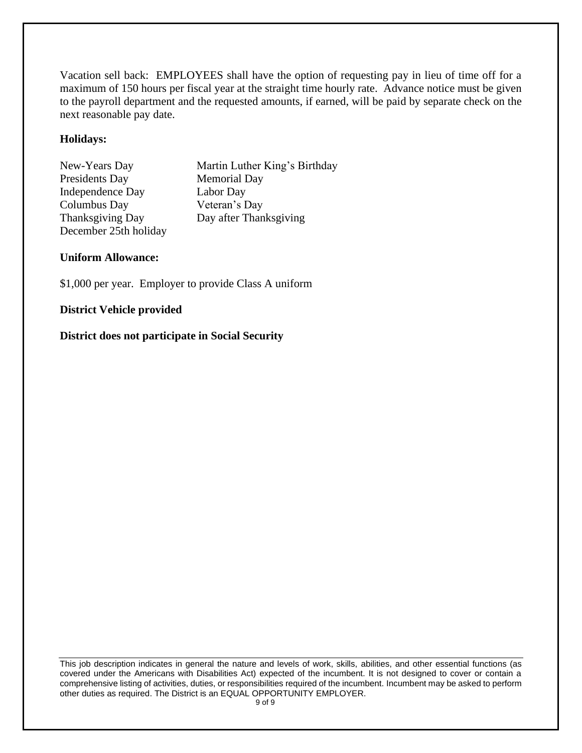Vacation sell back: EMPLOYEES shall have the option of requesting pay in lieu of time off for a maximum of 150 hours per fiscal year at the straight time hourly rate. Advance notice must be given to the payroll department and the requested amounts, if earned, will be paid by separate check on the next reasonable pay date.

**Holidays:**

| | |
|---|---|
| New-Years Day | Martin Luther King's Birthday |
| Presidents Day | Memorial Day |
| Independence Day | Labor Day |
| Columbus Day | Veteran's Day |
| Thanksgiving Day | Day after Thanksgiving |
| December 25th holiday | |

**Uniform Allowance:**

$1,000 per year. Employer to provide Class A uniform

**District Vehicle provided**

**District does not participate in Social Security**

This job description indicates in general the nature and levels of work, skills, abilities, and other essential functions (as covered under the Americans with Disabilities Act) expected of the incumbent. It is not designed to cover or contain a comprehensive listing of activities, duties, or responsibilities required of the incumbent. Incumbent may be asked to perform other duties as required. The District is an EQUAL OPPORTUNITY EMPLOYER.